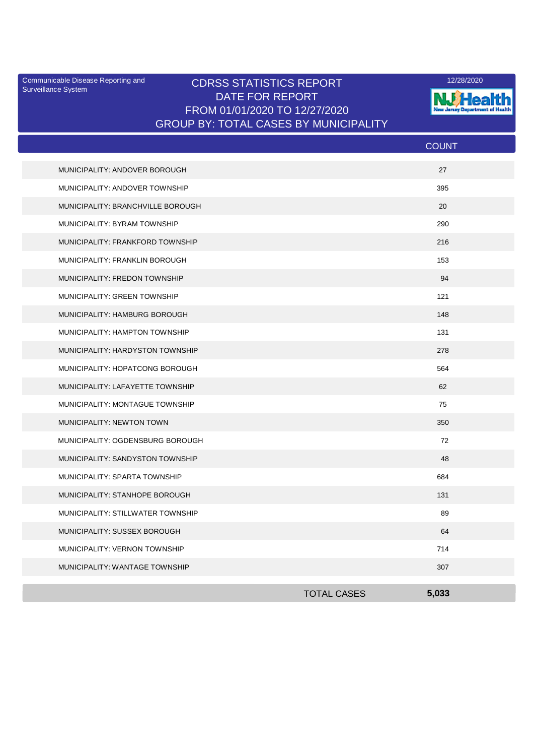Communicable Disease Reporting and Surveillance System

# CDRSS STATISTICS REPORT
## DATE FOR REPORT
## FROM 01/01/2020 TO 12/27/2020
## GROUP BY: TOTAL CASES BY MUNICIPALITY

12/28/2020

NJ Health
New Jersey Department of Health

| | COUNT |
|---|---|
| MUNICIPALITY: ANDOVER BOROUGH | 27 |
| MUNICIPALITY: ANDOVER TOWNSHIP | 395 |
| MUNICIPALITY: BRANCHVILLE BOROUGH | 20 |
| MUNICIPALITY: BYRAM TOWNSHIP | 290 |
| MUNICIPALITY: FRANKFORD TOWNSHIP | 216 |
| MUNICIPALITY: FRANKLIN BOROUGH | 153 |
| MUNICIPALITY: FREDON TOWNSHIP | 94 |
| MUNICIPALITY: GREEN TOWNSHIP | 121 |
| MUNICIPALITY: HAMBURG BOROUGH | 148 |
| MUNICIPALITY: HAMPTON TOWNSHIP | 131 |
| MUNICIPALITY: HARDYSTON TOWNSHIP | 278 |
| MUNICIPALITY: HOPATCONG BOROUGH | 564 |
| MUNICIPALITY: LAFAYETTE TOWNSHIP | 62 |
| MUNICIPALITY: MONTAGUE TOWNSHIP | 75 |
| MUNICIPALITY: NEWTON TOWN | 350 |
| MUNICIPALITY: OGDENSBURG BOROUGH | 72 |
| MUNICIPALITY: SANDYSTON TOWNSHIP | 48 |
| MUNICIPALITY: SPARTA TOWNSHIP | 684 |
| MUNICIPALITY: STANHOPE BOROUGH | 131 |
| MUNICIPALITY: STILLWATER TOWNSHIP | 89 |
| MUNICIPALITY: SUSSEX BOROUGH | 64 |
| MUNICIPALITY: VERNON TOWNSHIP | 714 |
| MUNICIPALITY: WANTAGE TOWNSHIP | 307 |
| TOTAL CASES | **5,033** |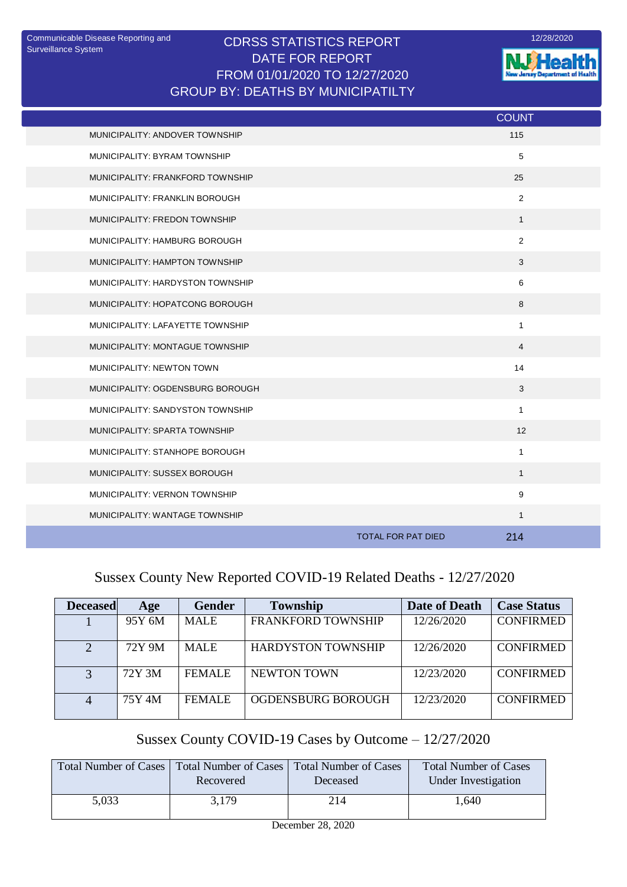Communicable Disease Reporting and Surveillance System

12/28/2020

# CDRSS STATISTICS REPORT
## DATE FOR REPORT
## FROM 01/01/2020 TO 12/27/2020
## GROUP BY: DEATHS BY MUNICIPATILTY

| | COUNT |
|---|---|
| MUNICIPALITY: ANDOVER TOWNSHIP | 115 |
| MUNICIPALITY: BYRAM TOWNSHIP | 5 |
| MUNICIPALITY: FRANKFORD TOWNSHIP | 25 |
| MUNICIPALITY: FRANKLIN BOROUGH | 2 |
| MUNICIPALITY: FREDON TOWNSHIP | 1 |
| MUNICIPALITY: HAMBURG BOROUGH | 2 |
| MUNICIPALITY: HAMPTON TOWNSHIP | 3 |
| MUNICIPALITY: HARDYSTON TOWNSHIP | 6 |
| MUNICIPALITY: HOPATCONG BOROUGH | 8 |
| MUNICIPALITY: LAFAYETTE TOWNSHIP | 1 |
| MUNICIPALITY: MONTAGUE TOWNSHIP | 4 |
| MUNICIPALITY: NEWTON TOWN | 14 |
| MUNICIPALITY: OGDENSBURG BOROUGH | 3 |
| MUNICIPALITY: SANDYSTON TOWNSHIP | 1 |
| MUNICIPALITY: SPARTA TOWNSHIP | 12 |
| MUNICIPALITY: STANHOPE BOROUGH | 1 |
| MUNICIPALITY: SUSSEX BOROUGH | 1 |
| MUNICIPALITY: VERNON TOWNSHIP | 9 |
| MUNICIPALITY: WANTAGE TOWNSHIP | 1 |
| TOTAL FOR PAT DIED | 214 |

## Sussex County New Reported COVID-19 Related Deaths - 12/27/2020

| Deceased | Age | Gender | Township | Date of Death | Case Status |
|---|---|---|---|---|---|
| 1 | 95Y 6M | MALE | FRANKFORD TOWNSHIP | 12/26/2020 | CONFIRMED |
| 2 | 72Y 9M | MALE | HARDYSTON TOWNSHIP | 12/26/2020 | CONFIRMED |
| 3 | 72Y 3M | FEMALE | NEWTON TOWN | 12/23/2020 | CONFIRMED |
| 4 | 75Y 4M | FEMALE | OGDENSBURG BOROUGH | 12/23/2020 | CONFIRMED |

## Sussex County COVID-19 Cases by Outcome – 12/27/2020

| Total Number of Cases | Total Number of Cases Recovered | Total Number of Cases Deceased | Total Number of Cases Under Investigation |
|---|---|---|---|
| 5,033 | 3,179 | 214 | 1,640 |

December 28, 2020